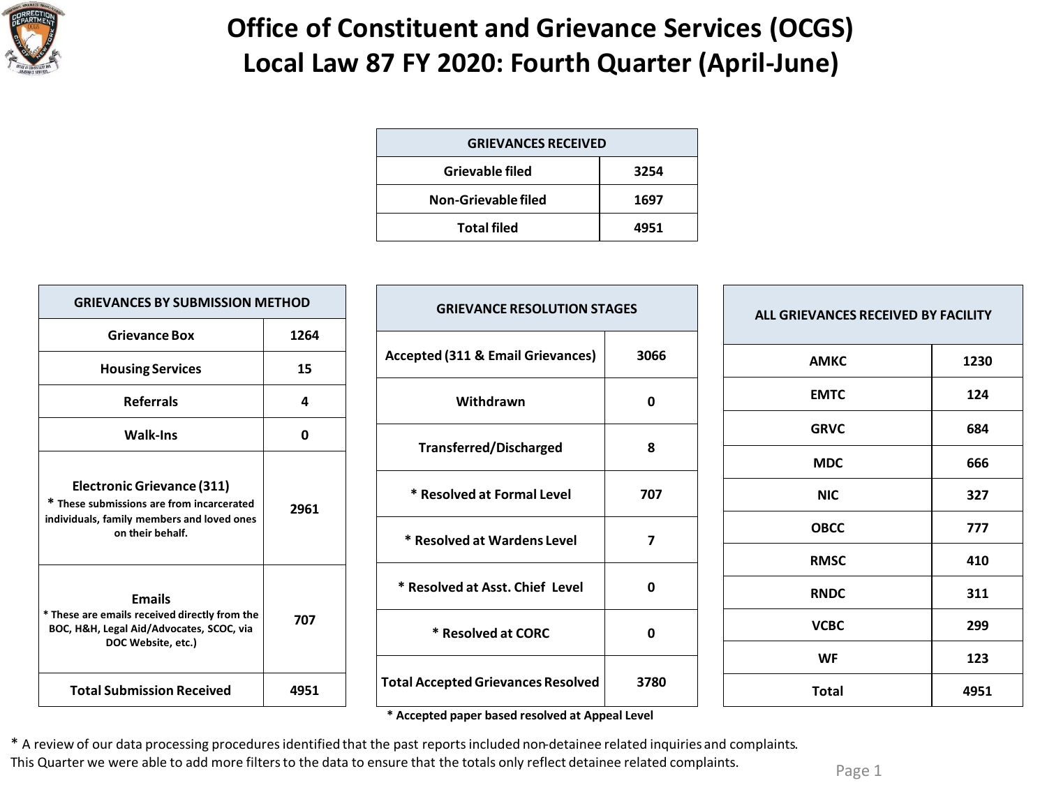# Office of Constituent and Grievance Services (OCGS)
# Local Law 87 FY 2020: Fourth Quarter (April-June)

| GRIEVANCES RECEIVED | |
|---|---|
| Grievable filed | 3254 |
| Non-Grievable filed | 1697 |
| Total filed | 4951 |

| GRIEVANCES BY SUBMISSION METHOD | |
|---|---|
| Grievance Box | 1264 |
| Housing Services | 15 |
| Referrals | 4 |
| Walk-Ins | 0 |
| Electronic Grievance (311) * These submissions are from incarcerated individuals, family members and loved ones on their behalf. | 2961 |
| Emails * These are emails received directly from the BOC, H&H, Legal Aid/Advocates, SCOC, via DOC Website, etc.) | 707 |
| Total Submission Received | 4951 |

| GRIEVANCE RESOLUTION STAGES | |
|---|---|
| Accepted (311 & Email Grievances) | 3066 |
| Withdrawn | 0 |
| Transferred/Discharged | 8 |
| * Resolved at Formal Level | 707 |
| * Resolved at Wardens Level | 7 |
| * Resolved at Asst. Chief Level | 0 |
| * Resolved at CORC | 0 |
| Total Accepted Grievances Resolved | 3780 |

* Accepted paper based resolved at Appeal Level

| ALL GRIEVANCES RECEIVED BY FACILITY | |
|---|---|
| AMKC | 1230 |
| EMTC | 124 |
| GRVC | 684 |
| MDC | 666 |
| NIC | 327 |
| OBCC | 777 |
| RMSC | 410 |
| RNDC | 311 |
| VCBC | 299 |
| WF | 123 |
| Total | 4951 |

* A review of our data processing procedures identified that the past reports included non-detainee related inquiries and complaints. This Quarter we were able to add more filters to the data to ensure that the totals only reflect detainee related complaints.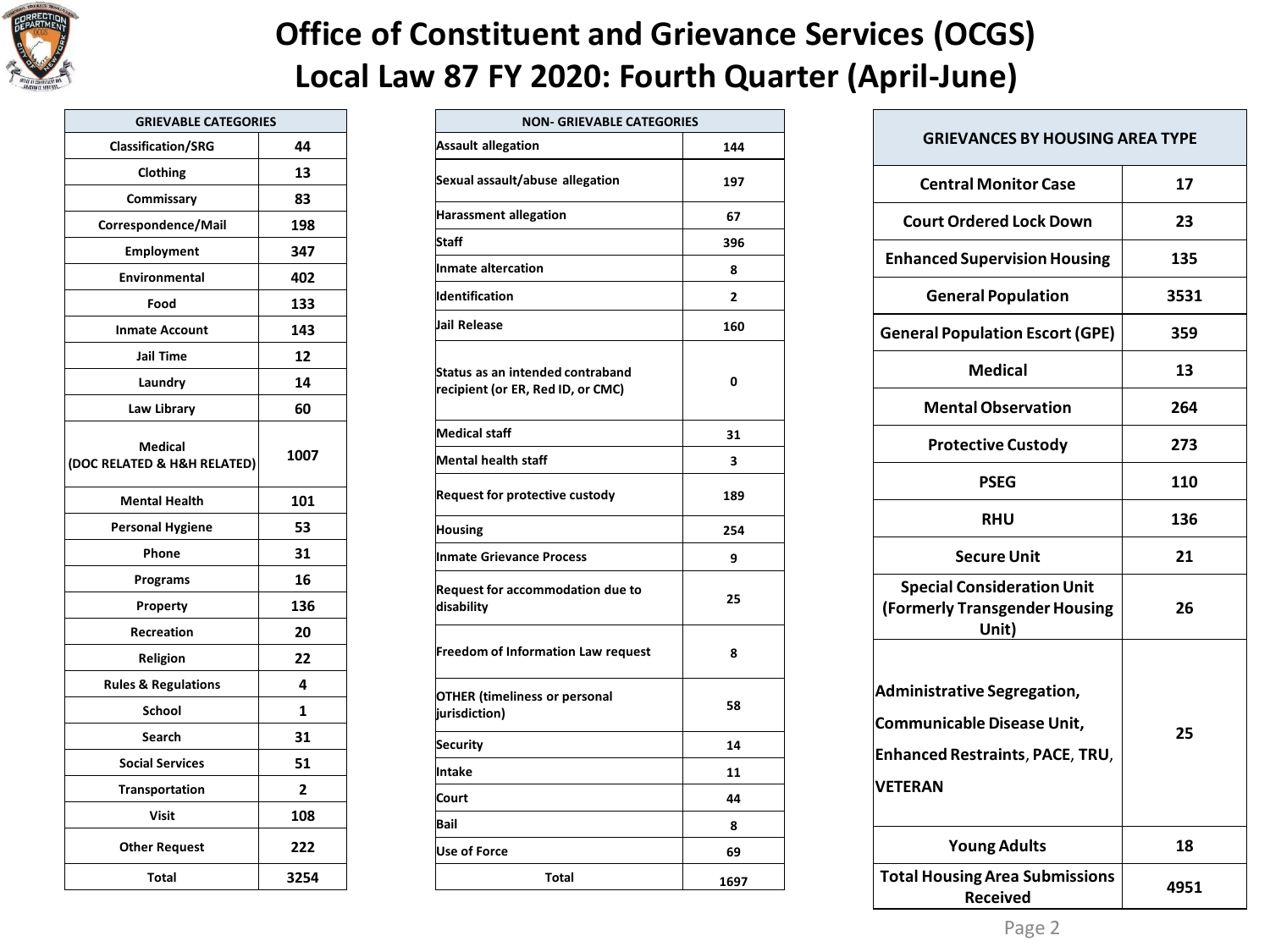# Office of Constituent and Grievance Services (OCGS)
# Local Law 87 FY 2020: Fourth Quarter (April-June)

| GRIEVABLE CATEGORIES | |
|---|---|
| Classification/SRG | 44 |
| Clothing | 13 |
| Commissary | 83 |
| Correspondence/Mail | 198 |
| Employment | 347 |
| Environmental | 402 |
| Food | 133 |
| Inmate Account | 143 |
| Jail Time | 12 |
| Laundry | 14 |
| Law Library | 60 |
| Medical (DOC RELATED & H&H RELATED) | 1007 |
| Mental Health | 101 |
| Personal Hygiene | 53 |
| Phone | 31 |
| Programs | 16 |
| Property | 136 |
| Recreation | 20 |
| Religion | 22 |
| Rules & Regulations | 4 |
| School | 1 |
| Search | 31 |
| Social Services | 51 |
| Transportation | 2 |
| Visit | 108 |
| Other Request | 222 |
| Total | 3254 |

| NON- GRIEVABLE CATEGORIES | |
|---|---|
| Assault allegation | 144 |
| Sexual assault/abuse allegation | 197 |
| Harassment allegation | 67 |
| Staff | 396 |
| Inmate altercation | 8 |
| Identification | 2 |
| Jail Release | 160 |
| Status as an intended contraband recipient (or ER, Red ID, or CMC) | 0 |
| Medical staff | 31 |
| Mental health staff | 3 |
| Request for protective custody | 189 |
| Housing | 254 |
| Inmate Grievance Process | 9 |
| Request for accommodation due to disability | 25 |
| Freedom of Information Law request | 8 |
| OTHER (timeliness or personal jurisdiction) | 58 |
| Security | 14 |
| Intake | 11 |
| Court | 44 |
| Bail | 8 |
| Use of Force | 69 |
| Total | 1697 |

| GRIEVANCES BY HOUSING AREA TYPE | |
|---|---|
| Central Monitor Case | 17 |
| Court Ordered Lock Down | 23 |
| Enhanced Supervision Housing | 135 |
| General Population | 3531 |
| General Population Escort (GPE) | 359 |
| Medical | 13 |
| Mental Observation | 264 |
| Protective Custody | 273 |
| PSEG | 110 |
| RHU | 136 |
| Secure Unit | 21 |
| Special Consideration Unit (Formerly Transgender Housing Unit) | 26 |
| Administrative Segregation, Communicable Disease Unit, Enhanced Restraints, PACE, TRU, VETERAN | 25 |
| Young Adults | 18 |
| Total Housing Area Submissions Received | 4951 |